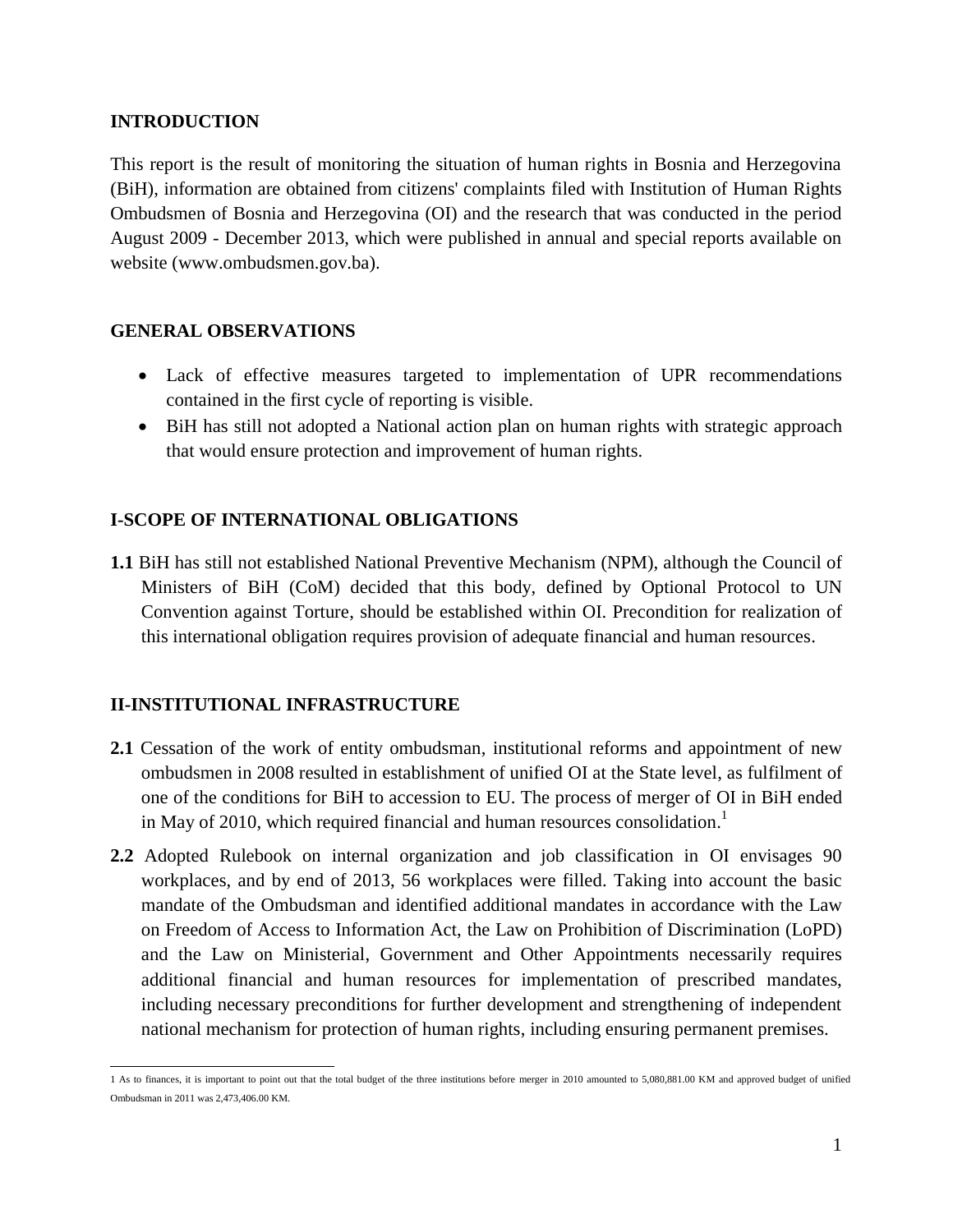## INTRODUCTION

This report is the result of monitoring the situation of human rights in Bosnia and Herzegovina (BiH), information are obtained from citizens' complaints filed with Institution of Human Rights Ombudsmen of Bosnia and Herzegovina (OI) and the research that was conducted in the period August 2009 - December 2013, which were published in annual and special reports available on website (www.ombudsmen.gov.ba).

## GENERAL OBSERVATIONS

- Lack of effective measures targeted to implementation of UPR recommendations contained in the first cycle of reporting is visible.
- BiH has still not adopted a National action plan on human rights with strategic approach that would ensure protection and improvement of human rights.

## I-SCOPE OF INTERNATIONAL OBLIGATIONS

**1.1** BiH has still not established National Preventive Mechanism (NPM), although the Council of Ministers of BiH (CoM) decided that this body, defined by Optional Protocol to UN Convention against Torture, should be established within OI. Precondition for realization of this international obligation requires provision of adequate financial and human resources.

## II-INSTITUTIONAL INFRASTRUCTURE

**2.1** Cessation of the work of entity ombudsman, institutional reforms and appointment of new ombudsmen in 2008 resulted in establishment of unified OI at the State level, as fulfilment of one of the conditions for BiH to accession to EU. The process of merger of OI in BiH ended in May of 2010, which required financial and human resources consolidation.[1]

**2.2** Adopted Rulebook on internal organization and job classification in OI envisages 90 workplaces, and by end of 2013, 56 workplaces were filled. Taking into account the basic mandate of the Ombudsman and identified additional mandates in accordance with the Law on Freedom of Access to Information Act, the Law on Prohibition of Discrimination (LoPD) and the Law on Ministerial, Government and Other Appointments necessarily requires additional financial and human resources for implementation of prescribed mandates, including necessary preconditions for further development and strengthening of independent national mechanism for protection of human rights, including ensuring permanent premises.

---

[1] As to finances, it is important to point out that the total budget of the three institutions before merger in 2010 amounted to 5,080,881.00 KM and approved budget of unified Ombudsman in 2011 was 2,473,406.00 KM.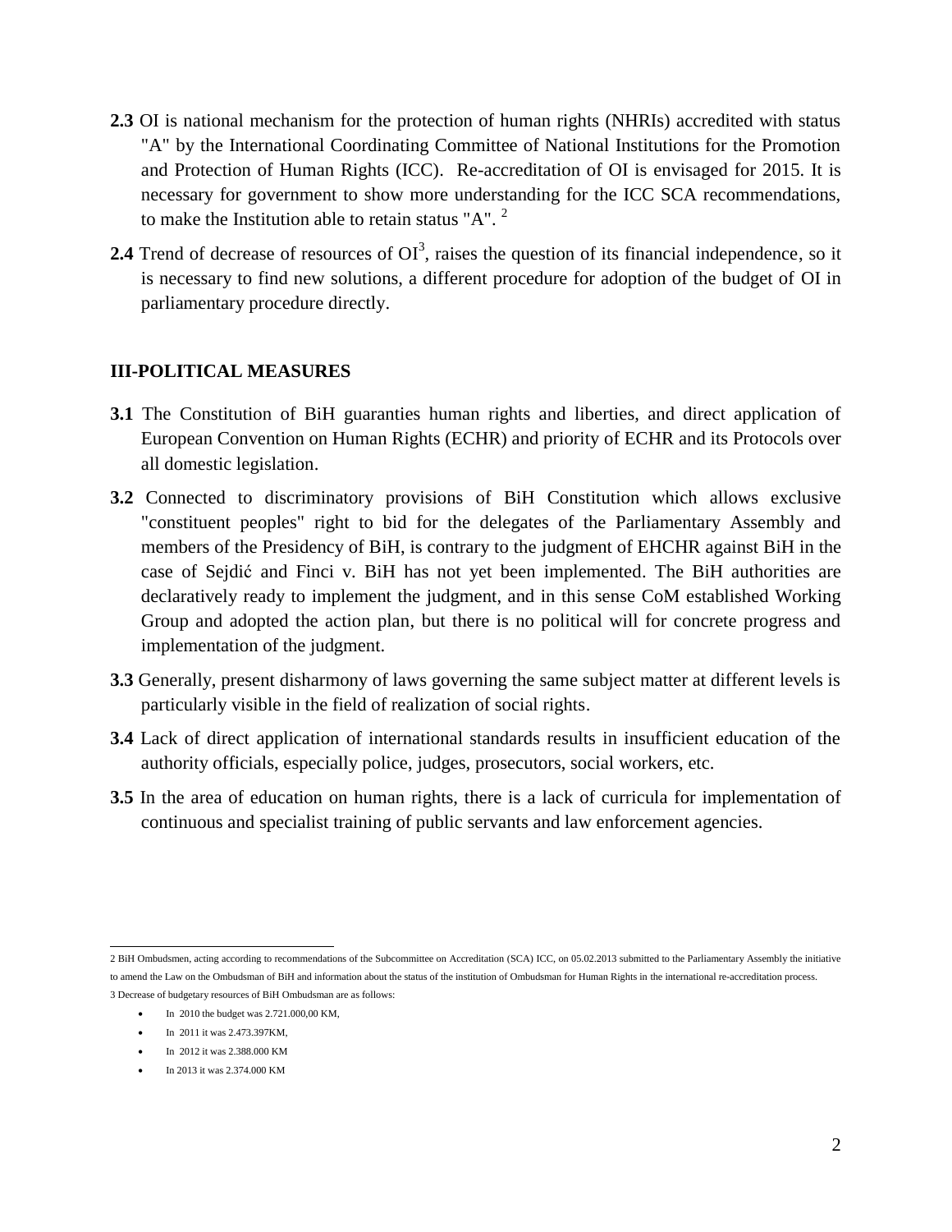**2.3** OI is national mechanism for the protection of human rights (NHRIs) accredited with status "A" by the International Coordinating Committee of National Institutions for the Promotion and Protection of Human Rights (ICC). Re-accreditation of OI is envisaged for 2015. It is necessary for government to show more understanding for the ICC SCA recommendations, to make the Institution able to retain status "A". [2]

**2.4** Trend of decrease of resources of OI[3], raises the question of its financial independence, so it is necessary to find new solutions, a different procedure for adoption of the budget of OI in parliamentary procedure directly.

## III-POLITICAL MEASURES

**3.1** The Constitution of BiH guaranties human rights and liberties, and direct application of European Convention on Human Rights (ECHR) and priority of ECHR and its Protocols over all domestic legislation.

**3.2** Connected to discriminatory provisions of BiH Constitution which allows exclusive "constituent peoples" right to bid for the delegates of the Parliamentary Assembly and members of the Presidency of BiH, is contrary to the judgment of EHCHR against BiH in the case of Sejdić and Finci v. BiH has not yet been implemented. The BiH authorities are declaratively ready to implement the judgment, and in this sense CoM established Working Group and adopted the action plan, but there is no political will for concrete progress and implementation of the judgment.

**3.3** Generally, present disharmony of laws governing the same subject matter at different levels is particularly visible in the field of realization of social rights.

**3.4** Lack of direct application of international standards results in insufficient education of the authority officials, especially police, judges, prosecutors, social workers, etc.

**3.5** In the area of education on human rights, there is a lack of curricula for implementation of continuous and specialist training of public servants and law enforcement agencies.

---

2 BiH Ombudsmen, acting according to recommendations of the Subcommittee on Accreditation (SCA) ICC, on 05.02.2013 submitted to the Parliamentary Assembly the initiative to amend the Law on the Ombudsman of BiH and information about the status of the institution of Ombudsman for Human Rights in the international re-accreditation process.

3 Decrease of budgetary resources of BiH Ombudsman are as follows:

- In 2010 the budget was 2.721.000,00 KM,
- In 2011 it was 2.473.397KM,
- In 2012 it was 2.388.000 KM
- In 2013 it was 2.374.000 KM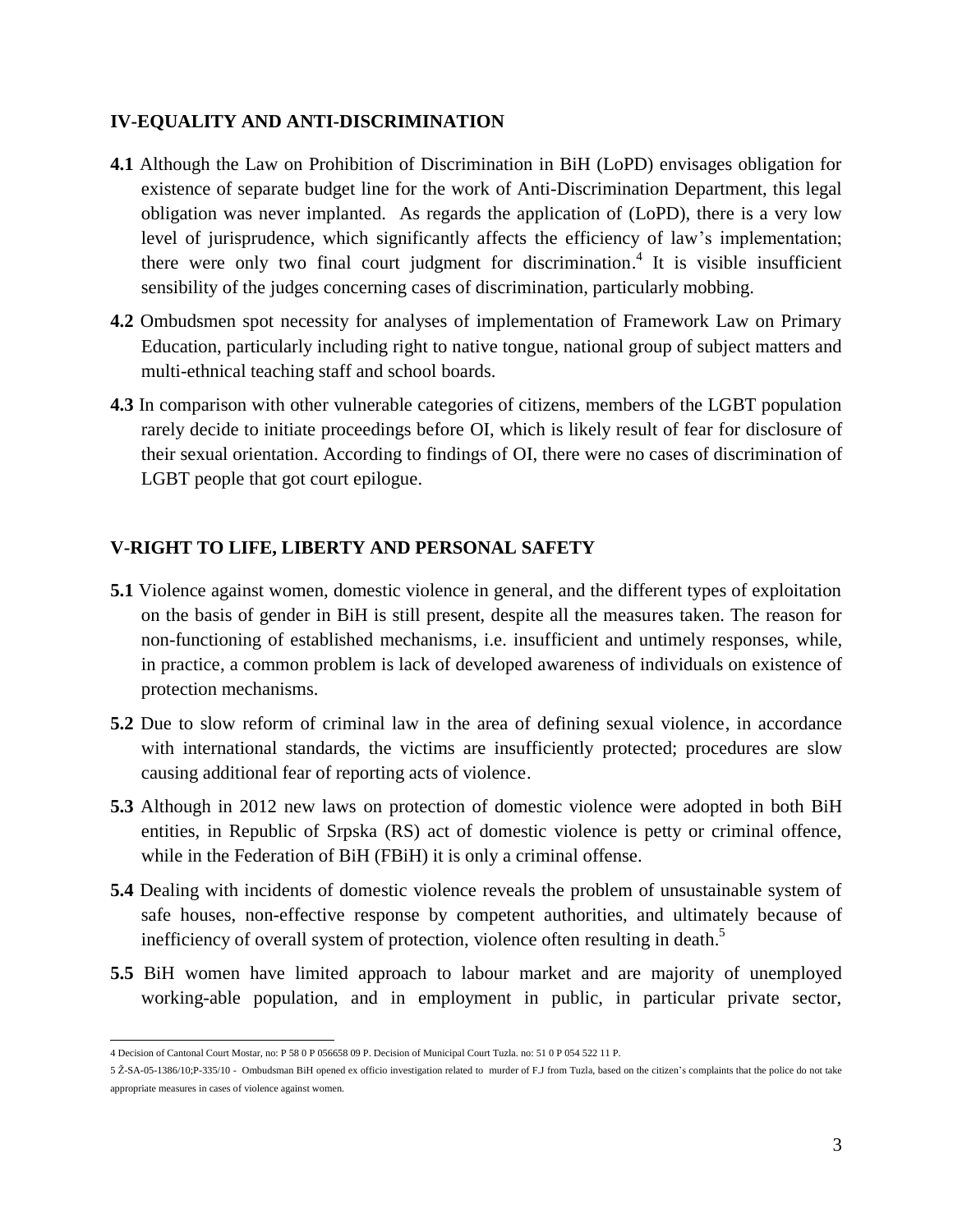## IV-EQUALITY AND ANTI-DISCRIMINATION

**4.1** Although the Law on Prohibition of Discrimination in BiH (LoPD) envisages obligation for existence of separate budget line for the work of Anti-Discrimination Department, this legal obligation was never implanted. As regards the application of (LoPD), there is a very low level of jurisprudence, which significantly affects the efficiency of law's implementation; there were only two final court judgment for discrimination.[4] It is visible insufficient sensibility of the judges concerning cases of discrimination, particularly mobbing.

**4.2** Ombudsmen spot necessity for analyses of implementation of Framework Law on Primary Education, particularly including right to native tongue, national group of subject matters and multi-ethnical teaching staff and school boards.

**4.3** In comparison with other vulnerable categories of citizens, members of the LGBT population rarely decide to initiate proceedings before OI, which is likely result of fear for disclosure of their sexual orientation. According to findings of OI, there were no cases of discrimination of LGBT people that got court epilogue.

## V-RIGHT TO LIFE, LIBERTY AND PERSONAL SAFETY

**5.1** Violence against women, domestic violence in general, and the different types of exploitation on the basis of gender in BiH is still present, despite all the measures taken. The reason for non-functioning of established mechanisms, i.e. insufficient and untimely responses, while, in practice, a common problem is lack of developed awareness of individuals on existence of protection mechanisms.

**5.2** Due to slow reform of criminal law in the area of defining sexual violence, in accordance with international standards, the victims are insufficiently protected; procedures are slow causing additional fear of reporting acts of violence.

**5.3** Although in 2012 new laws on protection of domestic violence were adopted in both BiH entities, in Republic of Srpska (RS) act of domestic violence is petty or criminal offence, while in the Federation of BiH (FBiH) it is only a criminal offense.

**5.4** Dealing with incidents of domestic violence reveals the problem of unsustainable system of safe houses, non-effective response by competent authorities, and ultimately because of inefficiency of overall system of protection, violence often resulting in death.[5]

**5.5** BiH women have limited approach to labour market and are majority of unemployed working-able population, and in employment in public, in particular private sector,

---

4 Decision of Cantonal Court Mostar, no: P 58 0 P 056658 09 P. Decision of Municipal Court Tuzla. no: 51 0 P 054 522 11 P.

5 Ž-SA-05-1386/10;P-335/10 - Ombudsman BiH opened ex officio investigation related to murder of F.J from Tuzla, based on the citizen's complaints that the police do not take appropriate measures in cases of violence against women.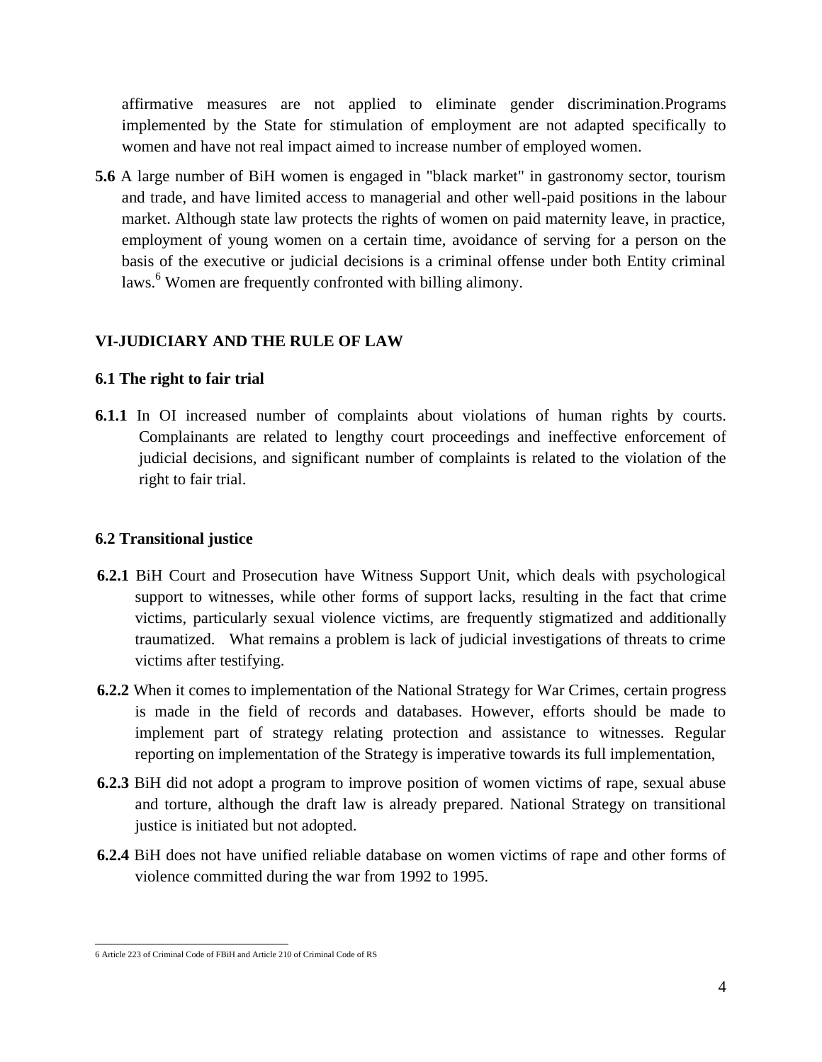affirmative measures are not applied to eliminate gender discrimination.Programs implemented by the State for stimulation of employment are not adapted specifically to women and have not real impact aimed to increase number of employed women.

**5.6** A large number of BiH women is engaged in "black market" in gastronomy sector, tourism and trade, and have limited access to managerial and other well-paid positions in the labour market. Although state law protects the rights of women on paid maternity leave, in practice, employment of young women on a certain time, avoidance of serving for a person on the basis of the executive or judicial decisions is a criminal offense under both Entity criminal laws.[6] Women are frequently confronted with billing alimony.

## VI-JUDICIARY AND THE RULE OF LAW

### 6.1 The right to fair trial

**6.1.1** In OI increased number of complaints about violations of human rights by courts. Complainants are related to lengthy court proceedings and ineffective enforcement of judicial decisions, and significant number of complaints is related to the violation of the right to fair trial.

### 6.2 Transitional justice

**6.2.1** BiH Court and Prosecution have Witness Support Unit, which deals with psychological support to witnesses, while other forms of support lacks, resulting in the fact that crime victims, particularly sexual violence victims, are frequently stigmatized and additionally traumatized. What remains a problem is lack of judicial investigations of threats to crime victims after testifying.

**6.2.2** When it comes to implementation of the National Strategy for War Crimes, certain progress is made in the field of records and databases. However, efforts should be made to implement part of strategy relating protection and assistance to witnesses. Regular reporting on implementation of the Strategy is imperative towards its full implementation,

**6.2.3** BiH did not adopt a program to improve position of women victims of rape, sexual abuse and torture, although the draft law is already prepared. National Strategy on transitional justice is initiated but not adopted.

**6.2.4** BiH does not have unified reliable database on women victims of rape and other forms of violence committed during the war from 1992 to 1995.

---

6 Article 223 of Criminal Code of FBiH and Article 210 of Criminal Code of RS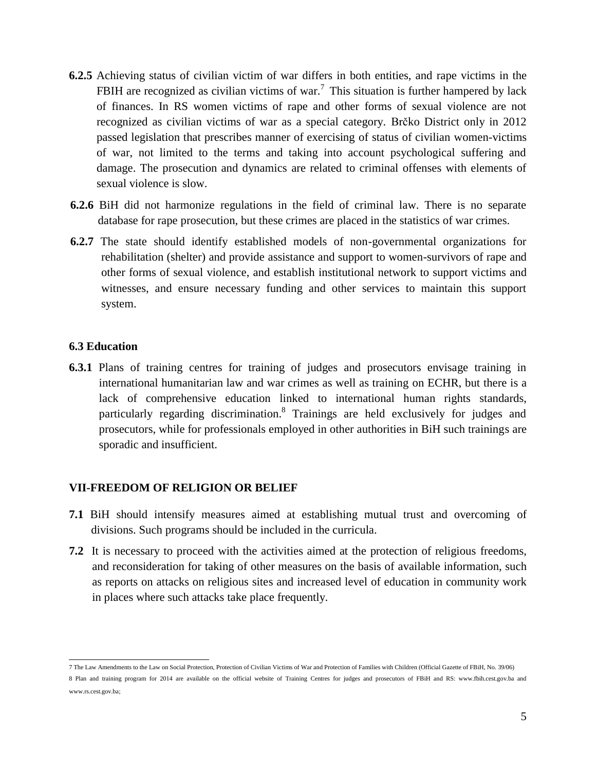**6.2.5** Achieving status of civilian victim of war differs in both entities, and rape victims in the FBIH are recognized as civilian victims of war.[7] This situation is further hampered by lack of finances. In RS women victims of rape and other forms of sexual violence are not recognized as civilian victims of war as a special category. Brčko District only in 2012 passed legislation that prescribes manner of exercising of status of civilian women-victims of war, not limited to the terms and taking into account psychological suffering and damage. The prosecution and dynamics are related to criminal offenses with elements of sexual violence is slow.

**6.2.6** BiH did not harmonize regulations in the field of criminal law. There is no separate database for rape prosecution, but these crimes are placed in the statistics of war crimes.

**6.2.7** The state should identify established models of non-governmental organizations for rehabilitation (shelter) and provide assistance and support to women-survivors of rape and other forms of sexual violence, and establish institutional network to support victims and witnesses, and ensure necessary funding and other services to maintain this support system.

### 6.3 Education

**6.3.1** Plans of training centres for training of judges and prosecutors envisage training in international humanitarian law and war crimes as well as training on ECHR, but there is a lack of comprehensive education linked to international human rights standards, particularly regarding discrimination.[8] Trainings are held exclusively for judges and prosecutors, while for professionals employed in other authorities in BiH such trainings are sporadic and insufficient.

## VII-FREEDOM OF RELIGION OR BELIEF

**7.1** BiH should intensify measures aimed at establishing mutual trust and overcoming of divisions. Such programs should be included in the curricula.

**7.2** It is necessary to proceed with the activities aimed at the protection of religious freedoms, and reconsideration for taking of other measures on the basis of available information, such as reports on attacks on religious sites and increased level of education in community work in places where such attacks take place frequently.

---

7 The Law Amendments to the Law on Social Protection, Protection of Civilian Victims of War and Protection of Families with Children (Official Gazette of FBiH, No. 39/06)

8 Plan and training program for 2014 are available on the official website of Training Centres for judges and prosecutors of FBiH and RS: www.fbih.cest.gov.ba and www.rs.cest.gov.ba;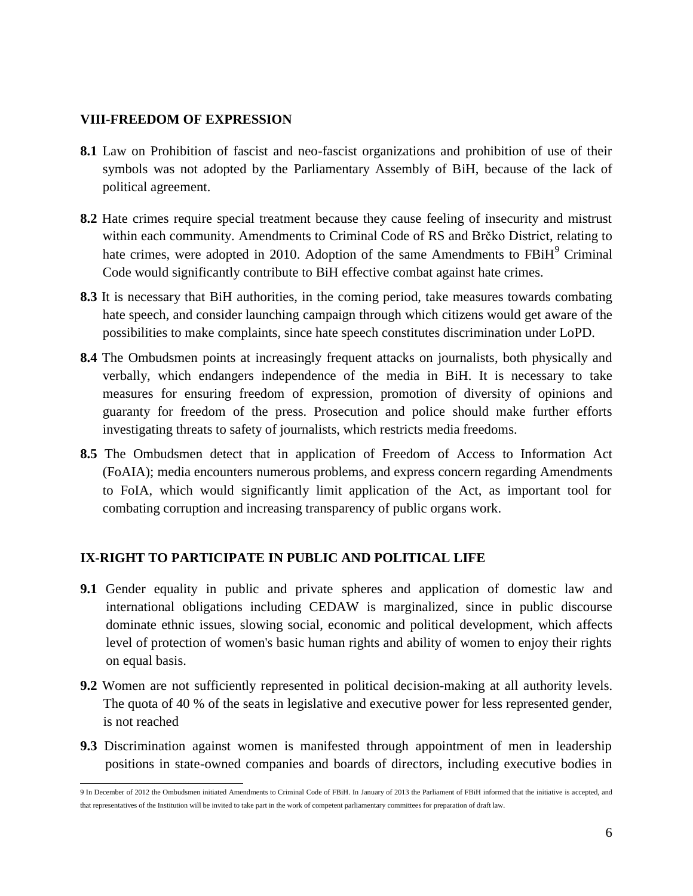## VIII-FREEDOM OF EXPRESSION

**8.1** Law on Prohibition of fascist and neo-fascist organizations and prohibition of use of their symbols was not adopted by the Parliamentary Assembly of BiH, because of the lack of political agreement.

**8.2** Hate crimes require special treatment because they cause feeling of insecurity and mistrust within each community. Amendments to Criminal Code of RS and Brčko District, relating to hate crimes, were adopted in 2010. Adoption of the same Amendments to FBiH[9] Criminal Code would significantly contribute to BiH effective combat against hate crimes.

**8.3** It is necessary that BiH authorities, in the coming period, take measures towards combating hate speech, and consider launching campaign through which citizens would get aware of the possibilities to make complaints, since hate speech constitutes discrimination under LoPD.

**8.4** The Ombudsmen points at increasingly frequent attacks on journalists, both physically and verbally, which endangers independence of the media in BiH. It is necessary to take measures for ensuring freedom of expression, promotion of diversity of opinions and guaranty for freedom of the press. Prosecution and police should make further efforts investigating threats to safety of journalists, which restricts media freedoms.

**8.5** The Ombudsmen detect that in application of Freedom of Access to Information Act (FoAIA); media encounters numerous problems, and express concern regarding Amendments to FoIA, which would significantly limit application of the Act, as important tool for combating corruption and increasing transparency of public organs work.

## IX-RIGHT TO PARTICIPATE IN PUBLIC AND POLITICAL LIFE

**9.1** Gender equality in public and private spheres and application of domestic law and international obligations including CEDAW is marginalized, since in public discourse dominate ethnic issues, slowing social, economic and political development, which affects level of protection of women's basic human rights and ability of women to enjoy their rights on equal basis.

**9.2** Women are not sufficiently represented in political decision-making at all authority levels. The quota of 40 % of the seats in legislative and executive power for less represented gender, is not reached

**9.3** Discrimination against women is manifested through appointment of men in leadership positions in state-owned companies and boards of directors, including executive bodies in

---

[9] In December of 2012 the Ombudsmen initiated Amendments to Criminal Code of FBiH. In January of 2013 the Parliament of FBiH informed that the initiative is accepted, and that representatives of the Institution will be invited to take part in the work of competent parliamentary committees for preparation of draft law.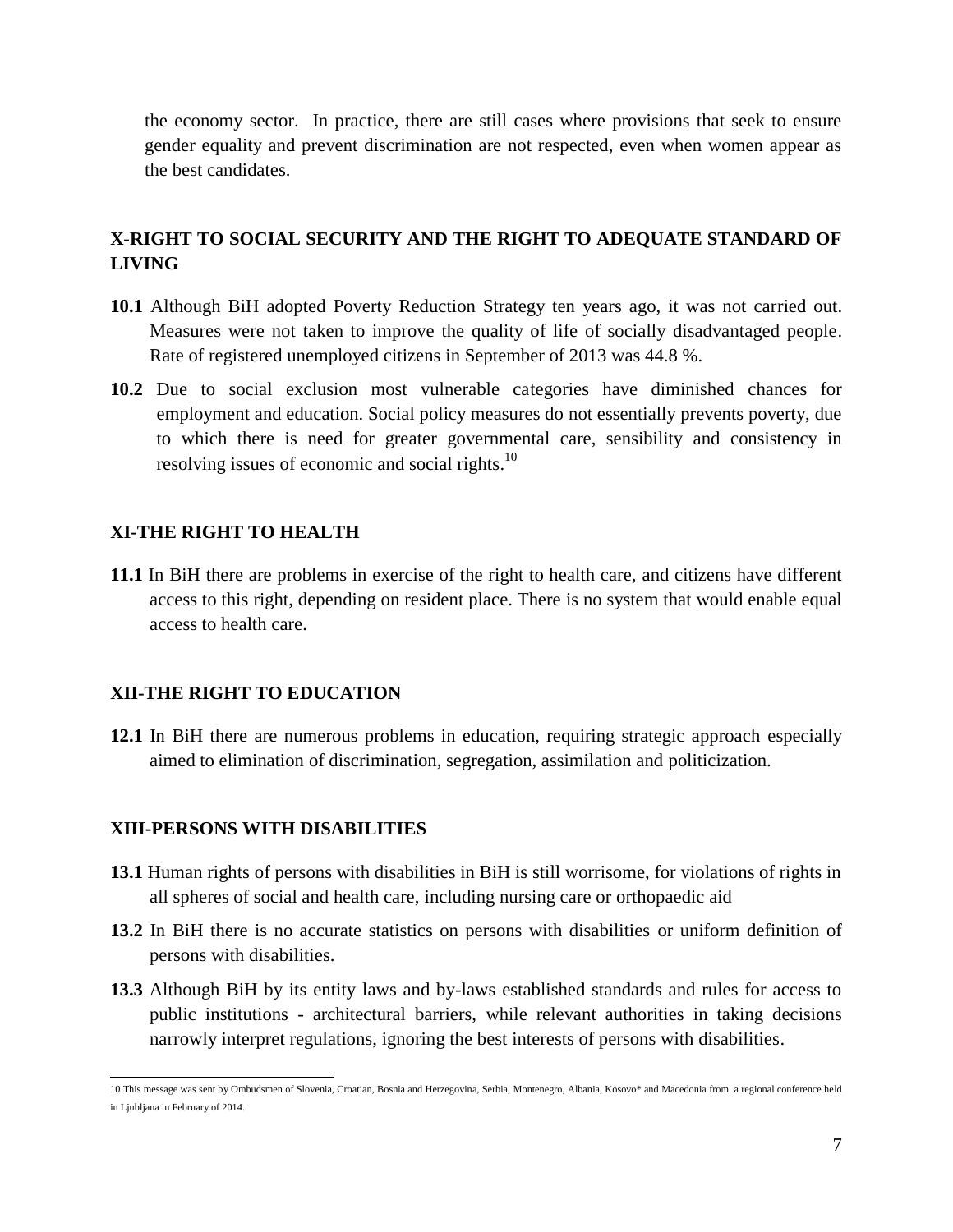the economy sector. In practice, there are still cases where provisions that seek to ensure gender equality and prevent discrimination are not respected, even when women appear as the best candidates.

## X-RIGHT TO SOCIAL SECURITY AND THE RIGHT TO ADEQUATE STANDARD OF LIVING

**10.1** Although BiH adopted Poverty Reduction Strategy ten years ago, it was not carried out. Measures were not taken to improve the quality of life of socially disadvantaged people. Rate of registered unemployed citizens in September of 2013 was 44.8 %.

**10.2** Due to social exclusion most vulnerable categories have diminished chances for employment and education. Social policy measures do not essentially prevents poverty, due to which there is need for greater governmental care, sensibility and consistency in resolving issues of economic and social rights.[10]

## XI-THE RIGHT TO HEALTH

**11.1** In BiH there are problems in exercise of the right to health care, and citizens have different access to this right, depending on resident place. There is no system that would enable equal access to health care.

## XII-THE RIGHT TO EDUCATION

**12.1** In BiH there are numerous problems in education, requiring strategic approach especially aimed to elimination of discrimination, segregation, assimilation and politicization.

## XIII-PERSONS WITH DISABILITIES

**13.1** Human rights of persons with disabilities in BiH is still worrisome, for violations of rights in all spheres of social and health care, including nursing care or orthopaedic aid

**13.2** In BiH there is no accurate statistics on persons with disabilities or uniform definition of persons with disabilities.

**13.3** Although BiH by its entity laws and by-laws established standards and rules for access to public institutions - architectural barriers, while relevant authorities in taking decisions narrowly interpret regulations, ignoring the best interests of persons with disabilities.

---

10 This message was sent by Ombudsmen of Slovenia, Croatian, Bosnia and Herzegovina, Serbia, Montenegro, Albania, Kosovo* and Macedonia from a regional conference held in Ljubljana in February of 2014.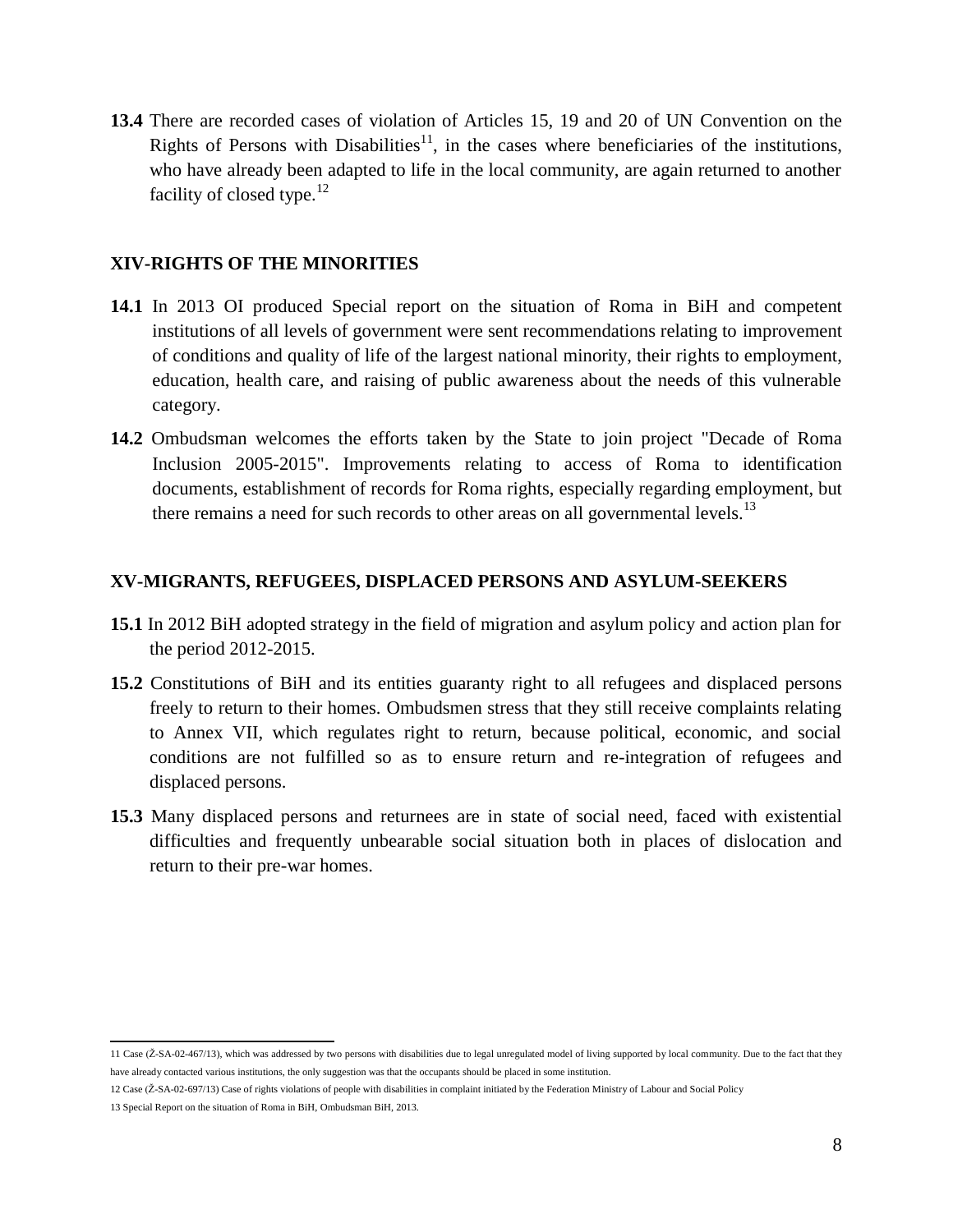**13.4** There are recorded cases of violation of Articles 15, 19 and 20 of UN Convention on the Rights of Persons with Disabilities[11], in the cases where beneficiaries of the institutions, who have already been adapted to life in the local community, are again returned to another facility of closed type.[12]

## XIV-RIGHTS OF THE MINORITIES

**14.1** In 2013 OI produced Special report on the situation of Roma in BiH and competent institutions of all levels of government were sent recommendations relating to improvement of conditions and quality of life of the largest national minority, their rights to employment, education, health care, and raising of public awareness about the needs of this vulnerable category.

**14.2** Ombudsman welcomes the efforts taken by the State to join project "Decade of Roma Inclusion 2005-2015". Improvements relating to access of Roma to identification documents, establishment of records for Roma rights, especially regarding employment, but there remains a need for such records to other areas on all governmental levels.[13]

## XV-MIGRANTS, REFUGEES, DISPLACED PERSONS AND ASYLUM-SEEKERS

**15.1** In 2012 BiH adopted strategy in the field of migration and asylum policy and action plan for the period 2012-2015.

**15.2** Constitutions of BiH and its entities guaranty right to all refugees and displaced persons freely to return to their homes. Ombudsmen stress that they still receive complaints relating to Annex VII, which regulates right to return, because political, economic, and social conditions are not fulfilled so as to ensure return and re-integration of refugees and displaced persons.

**15.3** Many displaced persons and returnees are in state of social need, faced with existential difficulties and frequently unbearable social situation both in places of dislocation and return to their pre-war homes.

---

11 Case (Ž-SA-02-467/13), which was addressed by two persons with disabilities due to legal unregulated model of living supported by local community. Due to the fact that they have already contacted various institutions, the only suggestion was that the occupants should be placed in some institution.

12 Case (Ž-SA-02-697/13) Case of rights violations of people with disabilities in complaint initiated by the Federation Ministry of Labour and Social Policy

13 Special Report on the situation of Roma in BiH, Ombudsman BiH, 2013.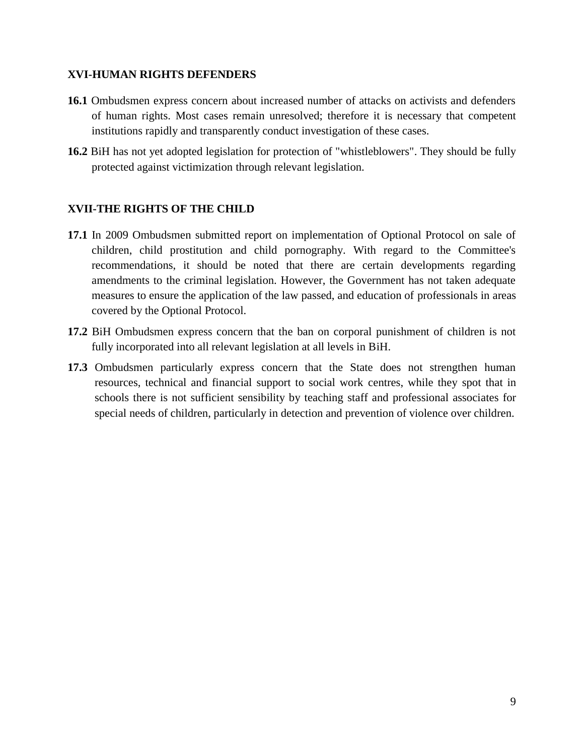## XVI-HUMAN RIGHTS DEFENDERS

**16.1** Ombudsmen express concern about increased number of attacks on activists and defenders of human rights. Most cases remain unresolved; therefore it is necessary that competent institutions rapidly and transparently conduct investigation of these cases.

**16.2** BiH has not yet adopted legislation for protection of "whistleblowers". They should be fully protected against victimization through relevant legislation.

## XVII-THE RIGHTS OF THE CHILD

**17.1** In 2009 Ombudsmen submitted report on implementation of Optional Protocol on sale of children, child prostitution and child pornography. With regard to the Committee's recommendations, it should be noted that there are certain developments regarding amendments to the criminal legislation. However, the Government has not taken adequate measures to ensure the application of the law passed, and education of professionals in areas covered by the Optional Protocol.

**17.2** BiH Ombudsmen express concern that the ban on corporal punishment of children is not fully incorporated into all relevant legislation at all levels in BiH.

**17.3** Ombudsmen particularly express concern that the State does not strengthen human resources, technical and financial support to social work centres, while they spot that in schools there is not sufficient sensibility by teaching staff and professional associates for special needs of children, particularly in detection and prevention of violence over children.